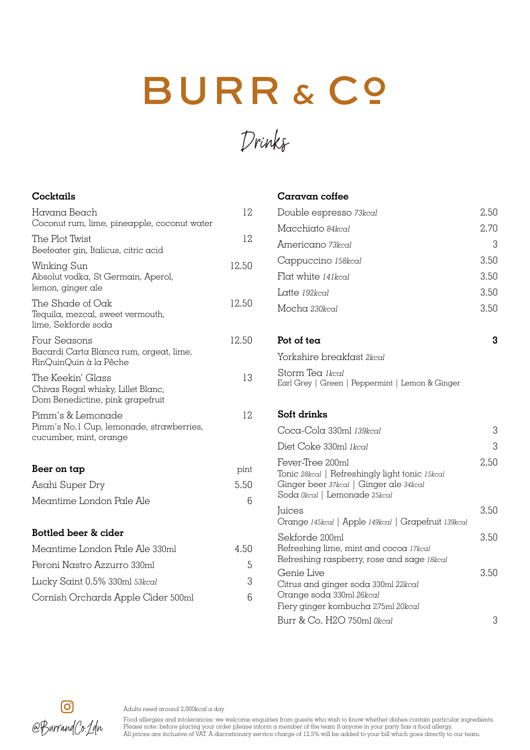# BURR & Co

## Drinks

### Cocktails

| | |
|---|---|
| Havana Beach<br>Coconut rum, lime, pineapple, coconut water | 12 |
| The Plot Twist<br>Beefeater gin, Italicus, citric acid | 12 |
| Winking Sun<br>Absolut vodka, St Germain, Aperol, lemon, ginger ale | 12.50 |
| The Shade of Oak<br>Tequila, mezcal, sweet vermouth, lime, Sekforde soda | 12.50 |
| Four Seasons<br>Bacardi Carta Blanca rum, orgeat, lime, RinQuinQuin à la Pêche | 12.50 |
| The Keekin' Glass<br>Chivas Regal whisky, Lillet Blanc, Dom Benedictine, pink grapefruit | 13 |
| Pimm's & Lemonade<br>Pimm's No.1 Cup, lemonade, strawberries, cucumber, mint, orange | 12 |

### Beer on tap

| | pint |
|---|---|
| Asahi Super Dry | 5.50 |
| Meantime London Pale Ale | 6 |

### Bottled beer & cider

| | |
|---|---|
| Meantime London Pale Ale 330ml | 4.50 |
| Peroni Nastro Azzurro 330ml | 5 |
| Lucky Saint 0.5% 330ml *53kcal* | 3 |
| Cornish Orchards Apple Cider 500ml | 6 |

### Caravan coffee

| | |
|---|---|
| Double espresso *73kcal* | 2.50 |
| Macchiato *84kcal* | 2.70 |
| Americano *73kcal* | 3 |
| Cappuccino *158kcal* | 3.50 |
| Flat white *141kcal* | 3.50 |
| Latte *192kcal* | 3.50 |
| Mocha *230kcal* | 3.50 |

### Pot of tea — 3

Yorkshire breakfast *2kcal*

Storm Tea *1kcal*
Earl Grey | Green | Peppermint | Lemon & Ginger

### Soft drinks

| | |
|---|---|
| Coca-Cola 330ml *139kcal* | 3 |
| Diet Coke 330ml *1kcal* | 3 |
| Fever-Tree 200ml<br>Tonic *28kcal* \| Refreshingly light tonic *15kcal*<br>Ginger beer *37kcal* \| Ginger ale *34kcal*<br>Soda *0kcal* \| Lemonade *25kcal* | 2.50 |
| Juices<br>Orange *145kcal* \| Apple *149kcal* \| Grapefruit *139kcal* | 3.50 |
| Sekforde 200ml<br>Refreshing lime, mint and cocoa *17kcal*<br>Refreshing raspberry, rose and sage *18kcal* | 3.50 |
| Genie Live<br>Citrus and ginger soda 330ml *22kcal*<br>Orange soda 330ml *26kcal*<br>Fiery ginger kombucha 275ml *20kcal* | 3.50 |
| Burr & Co. H2O 750ml *0kcal* | 3 |

@BurrandCo.Ldn

Adults need around 2,000kcal a day

Food allergies and intolerances: we welcome enquiries from guests who wish to know whether dishes contain particular ingredients.
Please note: before placing your order please inform a member of the team if anyone in your party has a food allergy.
All prices are inclusive of VAT. A discretionary service charge of 12.5% will be added to your bill which goes directly to our team.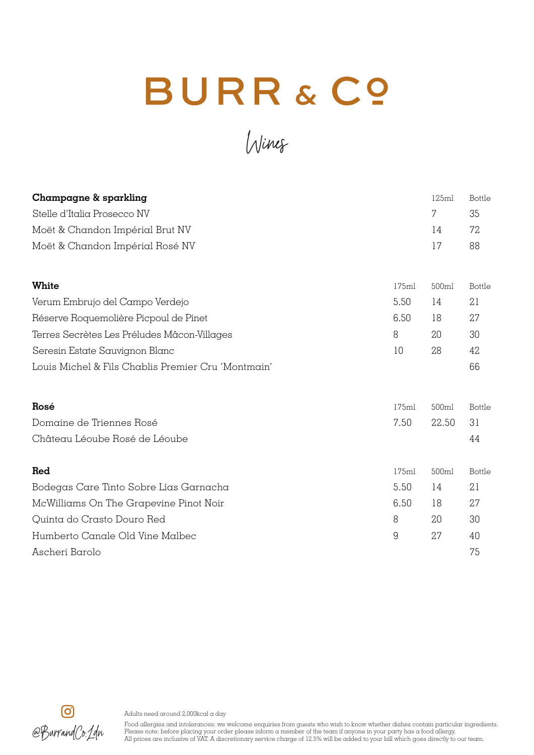# BURR & Cº

## Wines

| Champagne & sparkling | 125ml | Bottle |
|---|---|---|
| Stelle d'Italia Prosecco NV | 7 | 35 |
| Moët & Chandon Impérial Brut NV | 14 | 72 |
| Moët & Chandon Impérial Rosé NV | 17 | 88 |

| White | 175ml | 500ml | Bottle |
|---|---|---|---|
| Verum Embrujo del Campo Verdejo | 5.50 | 14 | 21 |
| Réserve Roquemolière Picpoul de Pinet | 6.50 | 18 | 27 |
| Terres Secrètes Les Préludes Mâcon-Villages | 8 | 20 | 30 |
| Seresin Estate Sauvignon Blanc | 10 | 28 | 42 |
| Louis Michel & Fils Chablis Premier Cru 'Montmain' | | | 66 |

| Rosé | 175ml | 500ml | Bottle |
|---|---|---|---|
| Domaine de Triennes Rosé | 7.50 | 22.50 | 31 |
| Château Léoube Rosé de Léoube | | | 44 |

| Red | 175ml | 500ml | Bottle |
|---|---|---|---|
| Bodegas Care Tinto Sobre Lías Garnacha | 5.50 | 14 | 21 |
| McWilliams On The Grapevine Pinot Noir | 6.50 | 18 | 27 |
| Quinta do Crasto Douro Red | 8 | 20 | 30 |
| Humberto Canale Old Vine Malbec | 9 | 27 | 40 |
| Ascheri Barolo | | | 75 |

@BurrandCo.Ldn

Adults need around 2,000kcal a day

Food allergies and intolerances: we welcome enquiries from guests who wish to know whether dishes contain particular ingredients.
Please note: before placing your order please inform a member of the team if anyone in your party has a food allergy.
All prices are inclusive of VAT. A discretionary service charge of 12.5% will be added to your bill which goes directly to our team.